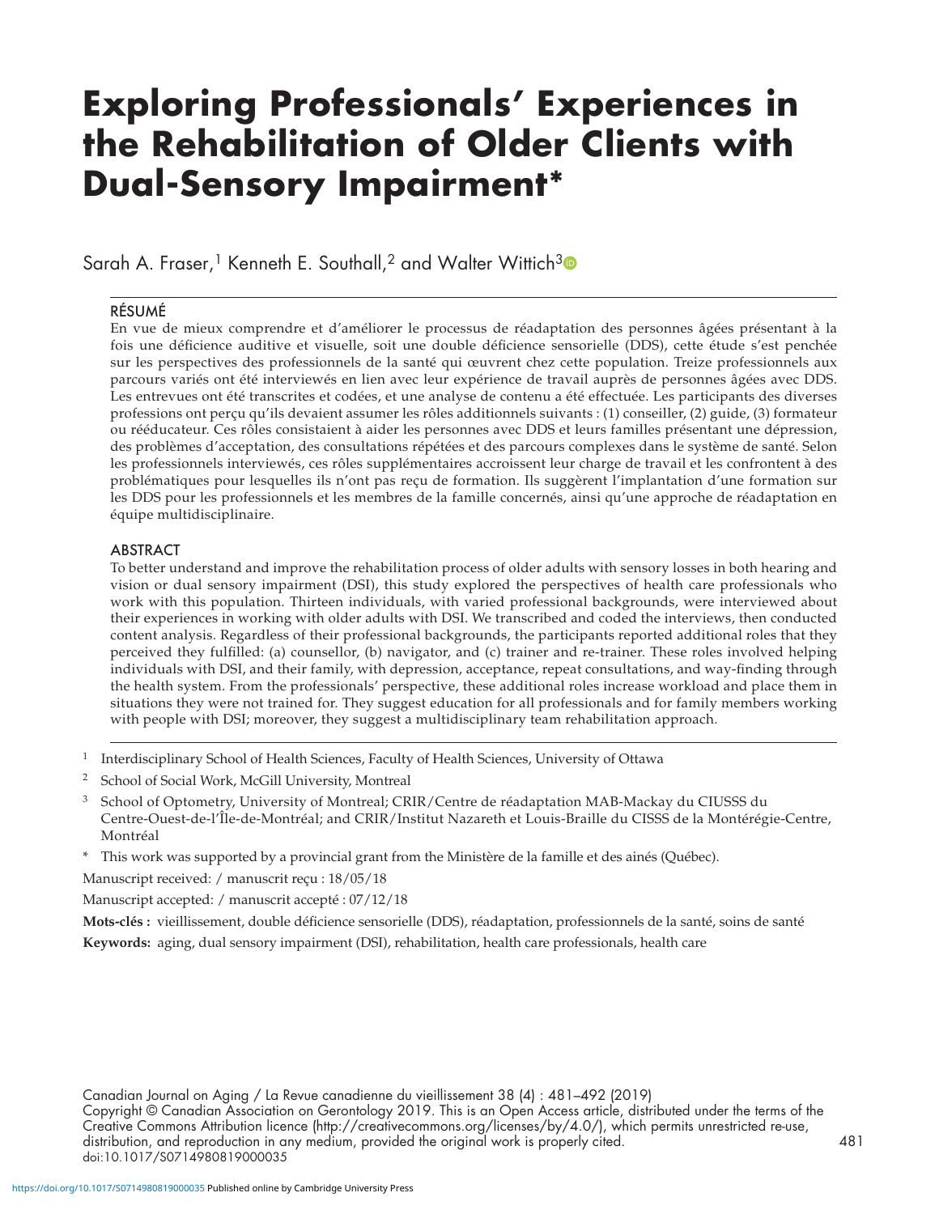# Exploring Professionals' Experiences in the Rehabilitation of Older Clients with Dual-Sensory Impairment*

Sarah A. Fraser,[1] Kenneth E. Southall,[2] and Walter Wittich[3]

## RÉSUMÉ

En vue de mieux comprendre et d'améliorer le processus de réadaptation des personnes âgées présentant à la fois une déficience auditive et visuelle, soit une double déficience sensorielle (DDS), cette étude s'est penchée sur les perspectives des professionnels de la santé qui œuvrent chez cette population. Treize professionnels aux parcours variés ont été interviewés en lien avec leur expérience de travail auprès de personnes âgées avec DDS. Les entrevues ont été transcrites et codées, et une analyse de contenu a été effectuée. Les participants des diverses professions ont perçu qu'ils devaient assumer les rôles additionnels suivants : (1) conseiller, (2) guide, (3) formateur ou rééducateur. Ces rôles consistaient à aider les personnes avec DDS et leurs familles présentant une dépression, des problèmes d'acceptation, des consultations répétées et des parcours complexes dans le système de santé. Selon les professionnels interviewés, ces rôles supplémentaires accroissent leur charge de travail et les confrontent à des problématiques pour lesquelles ils n'ont pas reçu de formation. Ils suggèrent l'implantation d'une formation sur les DDS pour les professionnels et les membres de la famille concernés, ainsi qu'une approche de réadaptation en équipe multidisciplinaire.

## ABSTRACT

To better understand and improve the rehabilitation process of older adults with sensory losses in both hearing and vision or dual sensory impairment (DSI), this study explored the perspectives of health care professionals who work with this population. Thirteen individuals, with varied professional backgrounds, were interviewed about their experiences in working with older adults with DSI. We transcribed and coded the interviews, then conducted content analysis. Regardless of their professional backgrounds, the participants reported additional roles that they perceived they fulfilled: (a) counsellor, (b) navigator, and (c) trainer and re-trainer. These roles involved helping individuals with DSI, and their family, with depression, acceptance, repeat consultations, and way-finding through the health system. From the professionals' perspective, these additional roles increase workload and place them in situations they were not trained for. They suggest education for all professionals and for family members working with people with DSI; moreover, they suggest a multidisciplinary team rehabilitation approach.

---

[1] Interdisciplinary School of Health Sciences, Faculty of Health Sciences, University of Ottawa

[2] School of Social Work, McGill University, Montreal

[3] School of Optometry, University of Montreal; CRIR/Centre de réadaptation MAB-Mackay du CIUSSS du Centre-Ouest-de-l'Île-de-Montréal; and CRIR/Institut Nazareth et Louis-Braille du CISSS de la Montérégie-Centre, Montréal

* This work was supported by a provincial grant from the Ministère de la famille et des ainés (Québec).

Manuscript received: / manuscrit reçu : 18/05/18

Manuscript accepted: / manuscrit accepté : 07/12/18

**Mots-clés :** vieillissement, double déficience sensorielle (DDS), réadaptation, professionnels de la santé, soins de santé

**Keywords:** aging, dual sensory impairment (DSI), rehabilitation, health care professionals, health care

Canadian Journal on Aging / La Revue canadienne du vieillissement 38 (4) : 481–492 (2019)
Copyright © Canadian Association on Gerontology 2019. This is an Open Access article, distributed under the terms of the Creative Commons Attribution licence (http://creativecommons.org/licenses/by/4.0/), which permits unrestricted re-use, distribution, and reproduction in any medium, provided the original work is properly cited.
doi:10.1017/S0714980819000035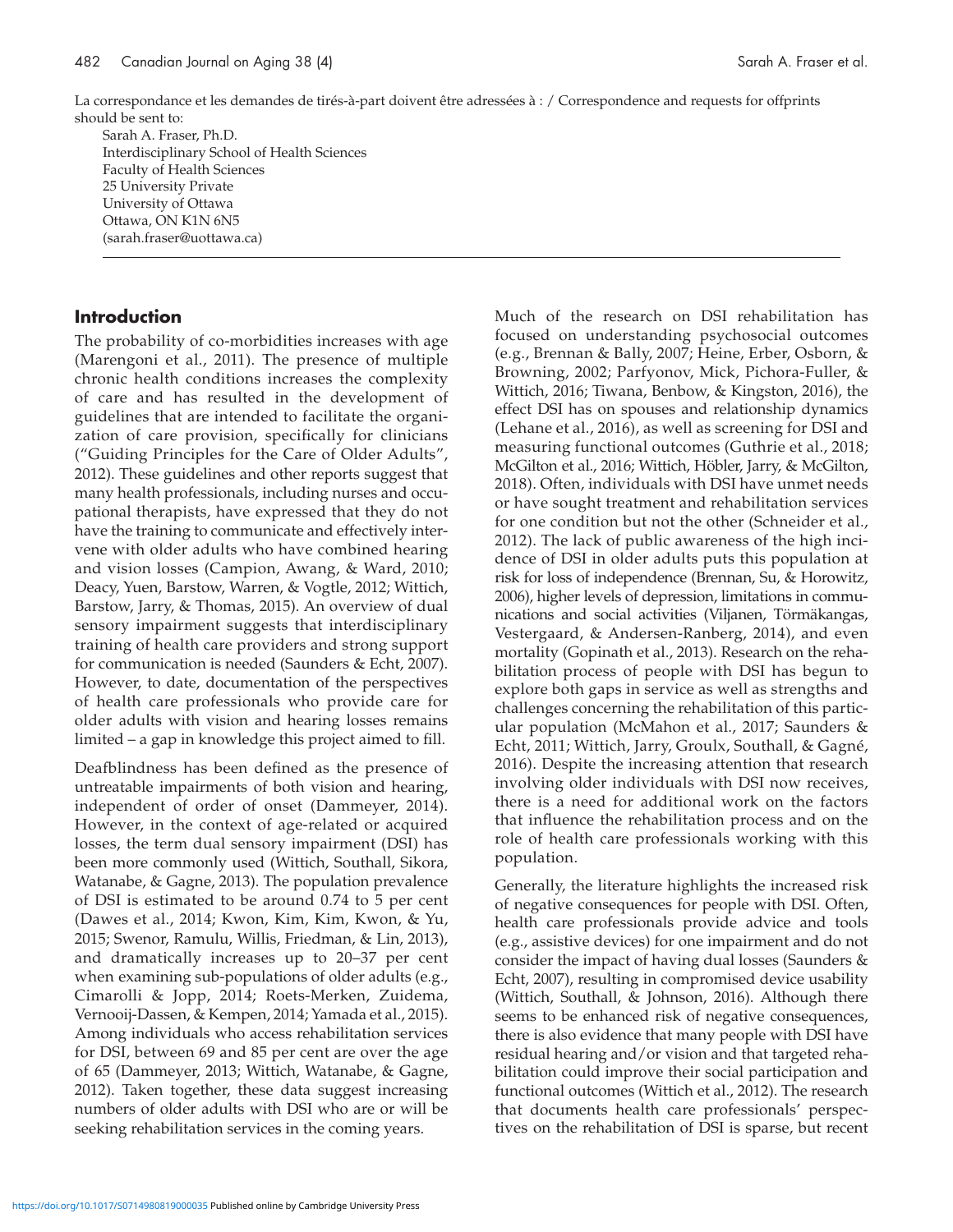La correspondance et les demandes de tirés-à-part doivent être adressées à : / Correspondence and requests for offprints should be sent to:

Sarah A. Fraser, Ph.D.
Interdisciplinary School of Health Sciences
Faculty of Health Sciences
25 University Private
University of Ottawa
Ottawa, ON K1N 6N5
(sarah.fraser@uottawa.ca)

## Introduction

The probability of co-morbidities increases with age (Marengoni et al., 2011). The presence of multiple chronic health conditions increases the complexity of care and has resulted in the development of guidelines that are intended to facilitate the organization of care provision, specifically for clinicians ("Guiding Principles for the Care of Older Adults", 2012). These guidelines and other reports suggest that many health professionals, including nurses and occupational therapists, have expressed that they do not have the training to communicate and effectively intervene with older adults who have combined hearing and vision losses (Campion, Awang, & Ward, 2010; Deacy, Yuen, Barstow, Warren, & Vogtle, 2012; Wittich, Barstow, Jarry, & Thomas, 2015). An overview of dual sensory impairment suggests that interdisciplinary training of health care providers and strong support for communication is needed (Saunders & Echt, 2007). However, to date, documentation of the perspectives of health care professionals who provide care for older adults with vision and hearing losses remains limited – a gap in knowledge this project aimed to fill.

Deafblindness has been defined as the presence of untreatable impairments of both vision and hearing, independent of order of onset (Dammeyer, 2014). However, in the context of age-related or acquired losses, the term dual sensory impairment (DSI) has been more commonly used (Wittich, Southall, Sikora, Watanabe, & Gagne, 2013). The population prevalence of DSI is estimated to be around 0.74 to 5 per cent (Dawes et al., 2014; Kwon, Kim, Kim, Kwon, & Yu, 2015; Swenor, Ramulu, Willis, Friedman, & Lin, 2013), and dramatically increases up to 20–37 per cent when examining sub-populations of older adults (e.g., Cimarolli & Jopp, 2014; Roets-Merken, Zuidema, Vernooij-Dassen, & Kempen, 2014; Yamada et al., 2015). Among individuals who access rehabilitation services for DSI, between 69 and 85 per cent are over the age of 65 (Dammeyer, 2013; Wittich, Watanabe, & Gagne, 2012). Taken together, these data suggest increasing numbers of older adults with DSI who are or will be seeking rehabilitation services in the coming years.

Much of the research on DSI rehabilitation has focused on understanding psychosocial outcomes (e.g., Brennan & Bally, 2007; Heine, Erber, Osborn, & Browning, 2002; Parfyonov, Mick, Pichora-Fuller, & Wittich, 2016; Tiwana, Benbow, & Kingston, 2016), the effect DSI has on spouses and relationship dynamics (Lehane et al., 2016), as well as screening for DSI and measuring functional outcomes (Guthrie et al., 2018; McGilton et al., 2016; Wittich, Höbler, Jarry, & McGilton, 2018). Often, individuals with DSI have unmet needs or have sought treatment and rehabilitation services for one condition but not the other (Schneider et al., 2012). The lack of public awareness of the high incidence of DSI in older adults puts this population at risk for loss of independence (Brennan, Su, & Horowitz, 2006), higher levels of depression, limitations in communications and social activities (Viljanen, Törmäkangas, Vestergaard, & Andersen-Ranberg, 2014), and even mortality (Gopinath et al., 2013). Research on the rehabilitation process of people with DSI has begun to explore both gaps in service as well as strengths and challenges concerning the rehabilitation of this particular population (McMahon et al., 2017; Saunders & Echt, 2011; Wittich, Jarry, Groulx, Southall, & Gagné, 2016). Despite the increasing attention that research involving older individuals with DSI now receives, there is a need for additional work on the factors that influence the rehabilitation process and on the role of health care professionals working with this population.

Generally, the literature highlights the increased risk of negative consequences for people with DSI. Often, health care professionals provide advice and tools (e.g., assistive devices) for one impairment and do not consider the impact of having dual losses (Saunders & Echt, 2007), resulting in compromised device usability (Wittich, Southall, & Johnson, 2016). Although there seems to be enhanced risk of negative consequences, there is also evidence that many people with DSI have residual hearing and/or vision and that targeted rehabilitation could improve their social participation and functional outcomes (Wittich et al., 2012). The research that documents health care professionals' perspectives on the rehabilitation of DSI is sparse, but recent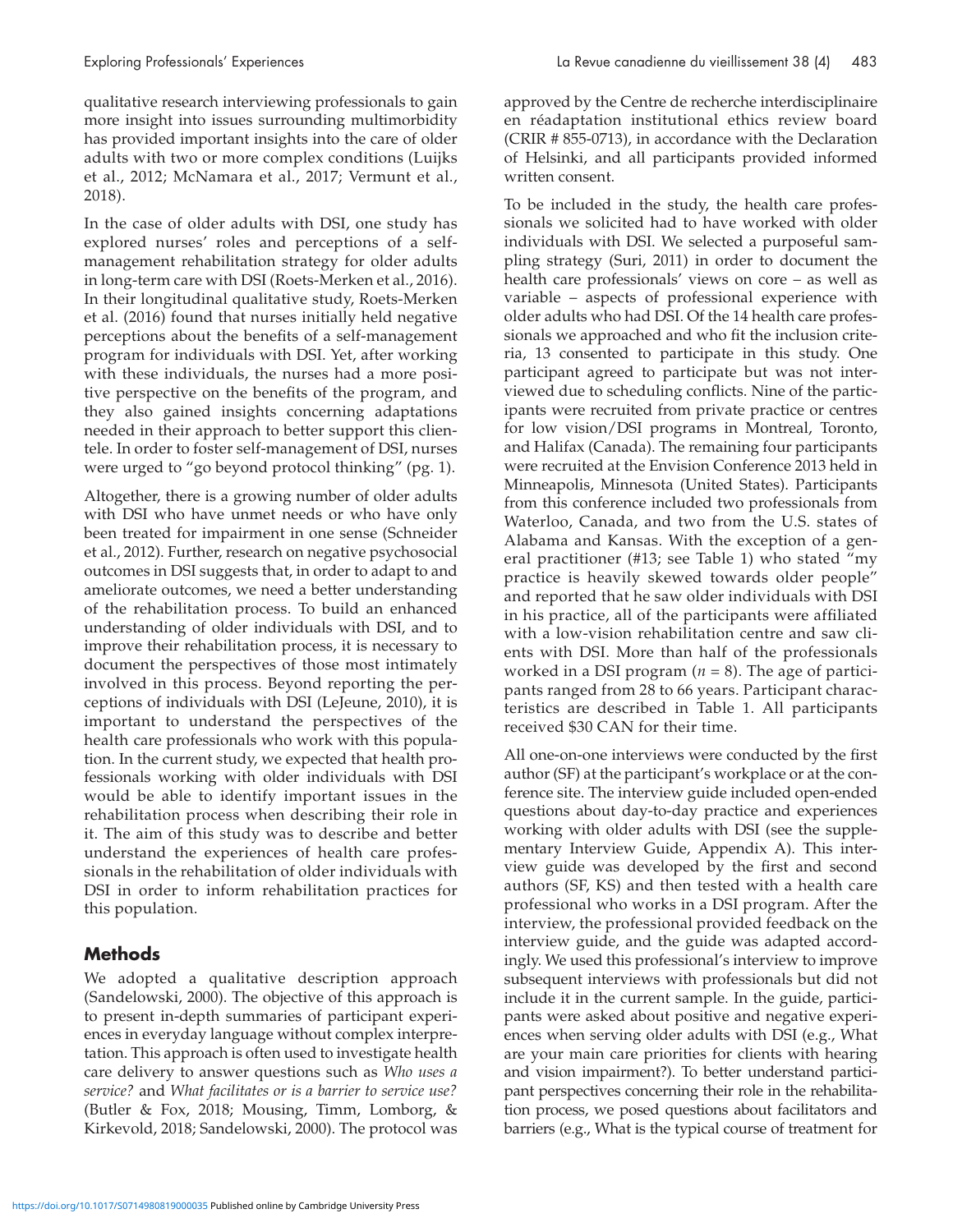qualitative research interviewing professionals to gain more insight into issues surrounding multimorbidity has provided important insights into the care of older adults with two or more complex conditions (Luijks et al., 2012; McNamara et al., 2017; Vermunt et al., 2018).

In the case of older adults with DSI, one study has explored nurses' roles and perceptions of a self-management rehabilitation strategy for older adults in long-term care with DSI (Roets-Merken et al., 2016). In their longitudinal qualitative study, Roets-Merken et al. (2016) found that nurses initially held negative perceptions about the benefits of a self-management program for individuals with DSI. Yet, after working with these individuals, the nurses had a more positive perspective on the benefits of the program, and they also gained insights concerning adaptations needed in their approach to better support this clientele. In order to foster self-management of DSI, nurses were urged to "go beyond protocol thinking" (pg. 1).

Altogether, there is a growing number of older adults with DSI who have unmet needs or who have only been treated for impairment in one sense (Schneider et al., 2012). Further, research on negative psychosocial outcomes in DSI suggests that, in order to adapt to and ameliorate outcomes, we need a better understanding of the rehabilitation process. To build an enhanced understanding of older individuals with DSI, and to improve their rehabilitation process, it is necessary to document the perspectives of those most intimately involved in this process. Beyond reporting the perceptions of individuals with DSI (LeJeune, 2010), it is important to understand the perspectives of the health care professionals who work with this population. In the current study, we expected that health professionals working with older individuals with DSI would be able to identify important issues in the rehabilitation process when describing their role in it. The aim of this study was to describe and better understand the experiences of health care professionals in the rehabilitation of older individuals with DSI in order to inform rehabilitation practices for this population.

## Methods

We adopted a qualitative description approach (Sandelowski, 2000). The objective of this approach is to present in-depth summaries of participant experiences in everyday language without complex interpretation. This approach is often used to investigate health care delivery to answer questions such as *Who uses a service?* and *What facilitates or is a barrier to service use?* (Butler & Fox, 2018; Mousing, Timm, Lomborg, & Kirkevold, 2018; Sandelowski, 2000). The protocol was approved by the Centre de recherche interdisciplinaire en réadaptation institutional ethics review board (CRIR # 855-0713), in accordance with the Declaration of Helsinki, and all participants provided informed written consent.

To be included in the study, the health care professionals we solicited had to have worked with older individuals with DSI. We selected a purposeful sampling strategy (Suri, 2011) in order to document the health care professionals' views on core – as well as variable – aspects of professional experience with older adults who had DSI. Of the 14 health care professionals we approached and who fit the inclusion criteria, 13 consented to participate in this study. One participant agreed to participate but was not interviewed due to scheduling conflicts. Nine of the participants were recruited from private practice or centres for low vision/DSI programs in Montreal, Toronto, and Halifax (Canada). The remaining four participants were recruited at the Envision Conference 2013 held in Minneapolis, Minnesota (United States). Participants from this conference included two professionals from Waterloo, Canada, and two from the U.S. states of Alabama and Kansas. With the exception of a general practitioner (#13; see Table 1) who stated "my practice is heavily skewed towards older people" and reported that he saw older individuals with DSI in his practice, all of the participants were affiliated with a low-vision rehabilitation centre and saw clients with DSI. More than half of the professionals worked in a DSI program ($n = 8$). The age of participants ranged from 28 to 66 years. Participant characteristics are described in Table 1. All participants received $30 CAN for their time.

All one-on-one interviews were conducted by the first author (SF) at the participant's workplace or at the conference site. The interview guide included open-ended questions about day-to-day practice and experiences working with older adults with DSI (see the supplementary Interview Guide, Appendix A). This interview guide was developed by the first and second authors (SF, KS) and then tested with a health care professional who works in a DSI program. After the interview, the professional provided feedback on the interview guide, and the guide was adapted accordingly. We used this professional's interview to improve subsequent interviews with professionals but did not include it in the current sample. In the guide, participants were asked about positive and negative experiences when serving older adults with DSI (e.g., What are your main care priorities for clients with hearing and vision impairment?). To better understand participant perspectives concerning their role in the rehabilitation process, we posed questions about facilitators and barriers (e.g., What is the typical course of treatment for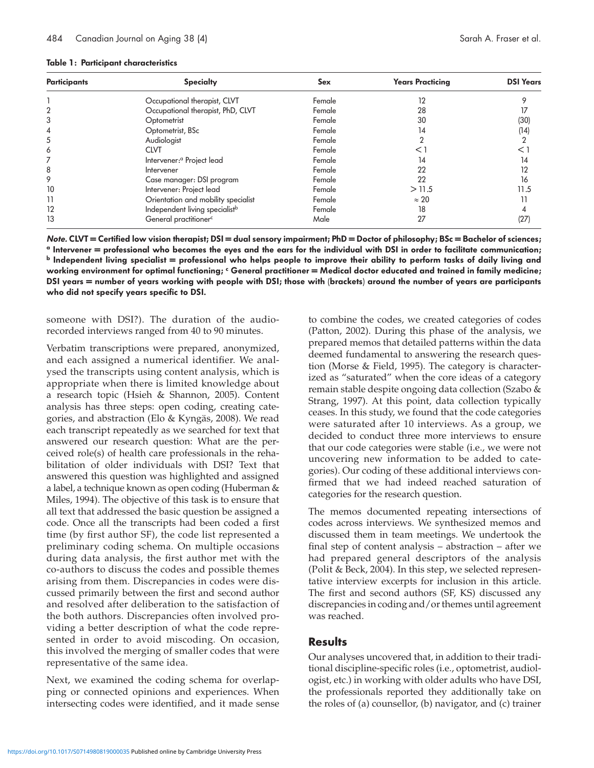**Table 1: Participant characteristics**

| Participants | Specialty | Sex | Years Practicing | DSI Years |
|---|---|---|---|---|
| 1 | Occupational therapist, CLVT | Female | 12 | 9 |
| 2 | Occupational therapist, PhD, CLVT | Female | 28 | 17 |
| 3 | Optometrist | Female | 30 | (30) |
| 4 | Optometrist, BSc | Female | 14 | (14) |
| 5 | Audiologist | Female | 2 | 2 |
| 6 | CLVT | Female | < 1 | < 1 |
| 7 | Intervener:[a] Project lead | Female | 14 | 14 |
| 8 | Intervener | Female | 22 | 12 |
| 9 | Case manager: DSI program | Female | 22 | 16 |
| 10 | Intervener: Project lead | Female | > 11.5 | 11.5 |
| 11 | Orientation and mobility specialist | Female | ≈ 20 | 11 |
| 12 | Independent living specialist[b] | Female | 18 | 4 |
| 13 | General practitioner[c] | Male | 27 | (27) |

***Note.*** **CLVT = Certified low vision therapist; DSI = dual sensory impairment; PhD = Doctor of philosophy; BSc = Bachelor of sciences; [a] Intervener = professional who becomes the eyes and the ears for the individual with DSI in order to facilitate communication; [b] Independent living specialist = professional who helps people to improve their ability to perform tasks of daily living and working environment for optimal functioning; [c] General practitioner = Medical doctor educated and trained in family medicine; DSI years = number of years working with people with DSI; those with (brackets) around the number of years are participants who did not specify years specific to DSI.**

someone with DSI?). The duration of the audio-recorded interviews ranged from 40 to 90 minutes.

Verbatim transcriptions were prepared, anonymized, and each assigned a numerical identifier. We analysed the transcripts using content analysis, which is appropriate when there is limited knowledge about a research topic (Hsieh & Shannon, 2005). Content analysis has three steps: open coding, creating categories, and abstraction (Elo & Kyngäs, 2008). We read each transcript repeatedly as we searched for text that answered our research question: What are the perceived role(s) of health care professionals in the rehabilitation of older individuals with DSI? Text that answered this question was highlighted and assigned a label, a technique known as open coding (Huberman & Miles, 1994). The objective of this task is to ensure that all text that addressed the basic question be assigned a code. Once all the transcripts had been coded a first time (by first author SF), the code list represented a preliminary coding schema. On multiple occasions during data analysis, the first author met with the co-authors to discuss the codes and possible themes arising from them. Discrepancies in codes were discussed primarily between the first and second author and resolved after deliberation to the satisfaction of the both authors. Discrepancies often involved providing a better description of what the code represented in order to avoid miscoding. On occasion, this involved the merging of smaller codes that were representative of the same idea.

Next, we examined the coding schema for overlapping or connected opinions and experiences. When intersecting codes were identified, and it made sense to combine the codes, we created categories of codes (Patton, 2002). During this phase of the analysis, we prepared memos that detailed patterns within the data deemed fundamental to answering the research question (Morse & Field, 1995). The category is characterized as "saturated" when the core ideas of a category remain stable despite ongoing data collection (Szabo & Strang, 1997). At this point, data collection typically ceases. In this study, we found that the code categories were saturated after 10 interviews. As a group, we decided to conduct three more interviews to ensure that our code categories were stable (i.e., we were not uncovering new information to be added to categories). Our coding of these additional interviews confirmed that we had indeed reached saturation of categories for the research question.

The memos documented repeating intersections of codes across interviews. We synthesized memos and discussed them in team meetings. We undertook the final step of content analysis – abstraction – after we had prepared general descriptors of the analysis (Polit & Beck, 2004). In this step, we selected representative interview excerpts for inclusion in this article. The first and second authors (SF, KS) discussed any discrepancies in coding and/or themes until agreement was reached.

## Results

Our analyses uncovered that, in addition to their traditional discipline-specific roles (i.e., optometrist, audiologist, etc.) in working with older adults who have DSI, the professionals reported they additionally take on the roles of (a) counsellor, (b) navigator, and (c) trainer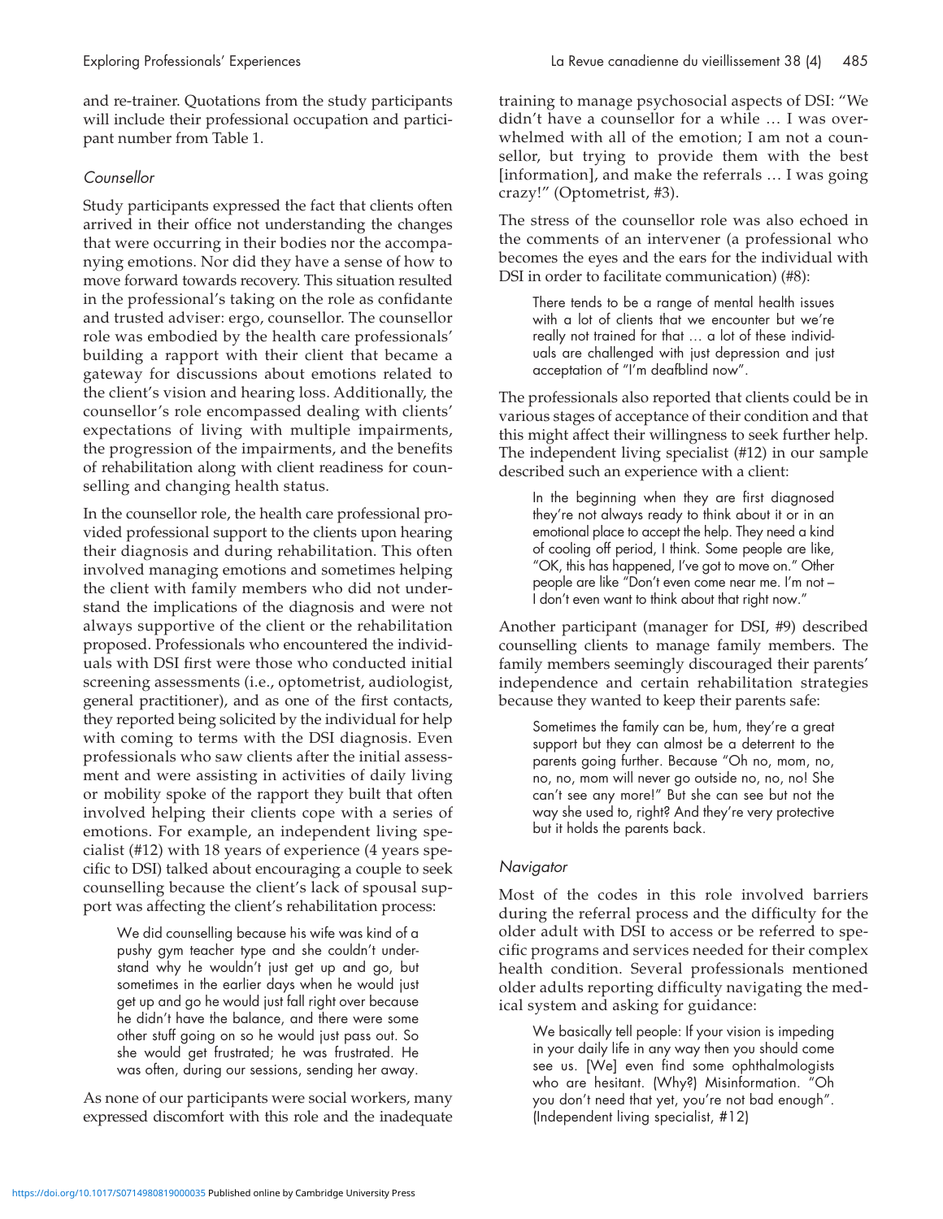and re-trainer. Quotations from the study participants will include their professional occupation and participant number from Table 1.

### *Counsellor*

Study participants expressed the fact that clients often arrived in their office not understanding the changes that were occurring in their bodies nor the accompanying emotions. Nor did they have a sense of how to move forward towards recovery. This situation resulted in the professional's taking on the role as confidante and trusted adviser: ergo, counsellor. The counsellor role was embodied by the health care professionals' building a rapport with their client that became a gateway for discussions about emotions related to the client's vision and hearing loss. Additionally, the counsellor's role encompassed dealing with clients' expectations of living with multiple impairments, the progression of the impairments, and the benefits of rehabilitation along with client readiness for counselling and changing health status.

In the counsellor role, the health care professional provided professional support to the clients upon hearing their diagnosis and during rehabilitation. This often involved managing emotions and sometimes helping the client with family members who did not understand the implications of the diagnosis and were not always supportive of the client or the rehabilitation proposed. Professionals who encountered the individuals with DSI first were those who conducted initial screening assessments (i.e., optometrist, audiologist, general practitioner), and as one of the first contacts, they reported being solicited by the individual for help with coming to terms with the DSI diagnosis. Even professionals who saw clients after the initial assessment and were assisting in activities of daily living or mobility spoke of the rapport they built that often involved helping their clients cope with a series of emotions. For example, an independent living specialist (#12) with 18 years of experience (4 years specific to DSI) talked about encouraging a couple to seek counselling because the client's lack of spousal support was affecting the client's rehabilitation process:

> We did counselling because his wife was kind of a pushy gym teacher type and she couldn't understand why he wouldn't just get up and go, but sometimes in the earlier days when he would just get up and go he would just fall right over because he didn't have the balance, and there were some other stuff going on so he would just pass out. So she would get frustrated; he was frustrated. He was often, during our sessions, sending her away.

As none of our participants were social workers, many expressed discomfort with this role and the inadequate training to manage psychosocial aspects of DSI: "We didn't have a counsellor for a while … I was overwhelmed with all of the emotion; I am not a counsellor, but trying to provide them with the best [information], and make the referrals … I was going crazy!" (Optometrist, #3).

The stress of the counsellor role was also echoed in the comments of an intervener (a professional who becomes the eyes and the ears for the individual with DSI in order to facilitate communication) (#8):

> There tends to be a range of mental health issues with a lot of clients that we encounter but we're really not trained for that … a lot of these individuals are challenged with just depression and just acceptation of "I'm deafblind now".

The professionals also reported that clients could be in various stages of acceptance of their condition and that this might affect their willingness to seek further help. The independent living specialist (#12) in our sample described such an experience with a client:

> In the beginning when they are first diagnosed they're not always ready to think about it or in an emotional place to accept the help. They need a kind of cooling off period, I think. Some people are like, "OK, this has happened, I've got to move on." Other people are like "Don't even come near me. I'm not – I don't even want to think about that right now."

Another participant (manager for DSI, #9) described counselling clients to manage family members. The family members seemingly discouraged their parents' independence and certain rehabilitation strategies because they wanted to keep their parents safe:

> Sometimes the family can be, hum, they're a great support but they can almost be a deterrent to the parents going further. Because "Oh no, mom, no, no, no, mom will never go outside no, no, no! She can't see any more!" But she can see but not the way she used to, right? And they're very protective but it holds the parents back.

### *Navigator*

Most of the codes in this role involved barriers during the referral process and the difficulty for the older adult with DSI to access or be referred to specific programs and services needed for their complex health condition. Several professionals mentioned older adults reporting difficulty navigating the medical system and asking for guidance:

> We basically tell people: If your vision is impeding in your daily life in any way then you should come see us. [We] even find some ophthalmologists who are hesitant. (Why?) Misinformation. "Oh you don't need that yet, you're not bad enough". (Independent living specialist, #12)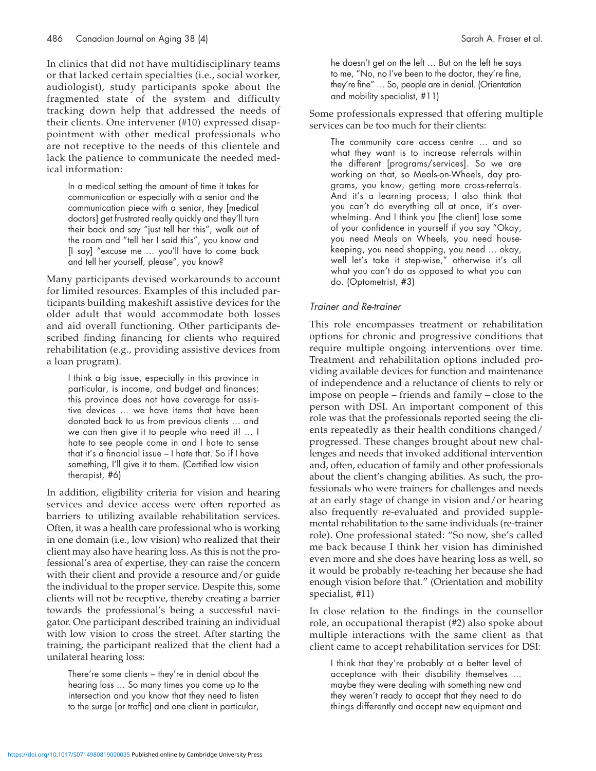In clinics that did not have multidisciplinary teams or that lacked certain specialties (i.e., social worker, audiologist), study participants spoke about the fragmented state of the system and difficulty tracking down help that addressed the needs of their clients. One intervener (#10) expressed disappointment with other medical professionals who are not receptive to the needs of this clientele and lack the patience to communicate the needed medical information:

> In a medical setting the amount of time it takes for communication or especially with a senior and the communication piece with a senior, they [medical doctors] get frustrated really quickly and they'll turn their back and say "just tell her this", walk out of the room and "tell her I said this", you know and [I say] "excuse me … you'll have to come back and tell her yourself, please", you know?

Many participants devised workarounds to account for limited resources. Examples of this included participants building makeshift assistive devices for the older adult that would accommodate both losses and aid overall functioning. Other participants described finding financing for clients who required rehabilitation (e.g., providing assistive devices from a loan program).

> I think a big issue, especially in this province in particular, is income, and budget and finances; this province does not have coverage for assistive devices … we have items that have been donated back to us from previous clients … and we can then give it to people who need it! … I hate to see people come in and I hate to sense that it's a financial issue – I hate that. So if I have something, I'll give it to them. (Certified low vision therapist, #6)

In addition, eligibility criteria for vision and hearing services and device access were often reported as barriers to utilizing available rehabilitation services. Often, it was a health care professional who is working in one domain (i.e., low vision) who realized that their client may also have hearing loss. As this is not the professional's area of expertise, they can raise the concern with their client and provide a resource and/or guide the individual to the proper service. Despite this, some clients will not be receptive, thereby creating a barrier towards the professional's being a successful navigator. One participant described training an individual with low vision to cross the street. After starting the training, the participant realized that the client had a unilateral hearing loss:

> There're some clients – they're in denial about the hearing loss … So many times you come up to the intersection and you know that they need to listen to the surge [or traffic] and one client in particular, he doesn't get on the left … But on the left he says to me, "No, no I've been to the doctor, they're fine, they're fine" … So, people are in denial. (Orientation and mobility specialist, #11)

Some professionals expressed that offering multiple services can be too much for their clients:

> The community care access centre … and so what they want is to increase referrals within the different [programs/services]. So we are working on that, so Meals-on-Wheels, day programs, you know, getting more cross-referrals. And it's a learning process; I also think that you can't do everything all at once, it's overwhelming. And I think you [the client] lose some of your confidence in yourself if you say "Okay, you need Meals on Wheels, you need housekeeping, you need shopping, you need … okay, well let's take it step-wise," otherwise it's all what you can't do as opposed to what you can do. (Optometrist, #3)

### *Trainer and Re-trainer*

This role encompasses treatment or rehabilitation options for chronic and progressive conditions that require multiple ongoing interventions over time. Treatment and rehabilitation options included providing available devices for function and maintenance of independence and a reluctance of clients to rely or impose on people – friends and family – close to the person with DSI. An important component of this role was that the professionals reported seeing the clients repeatedly as their health conditions changed/progressed. These changes brought about new challenges and needs that invoked additional intervention and, often, education of family and other professionals about the client's changing abilities. As such, the professionals who were trainers for challenges and needs at an early stage of change in vision and/or hearing also frequently re-evaluated and provided supplemental rehabilitation to the same individuals (re-trainer role). One professional stated: "So now, she's called me back because I think her vision has diminished even more and she does have hearing loss as well, so it would be probably re-teaching her because she had enough vision before that." (Orientation and mobility specialist, #11)

In close relation to the findings in the counsellor role, an occupational therapist (#2) also spoke about multiple interactions with the same client as that client came to accept rehabilitation services for DSI:

> I think that they're probably at a better level of acceptance with their disability themselves … maybe they were dealing with something new and they weren't ready to accept that they need to do things differently and accept new equipment and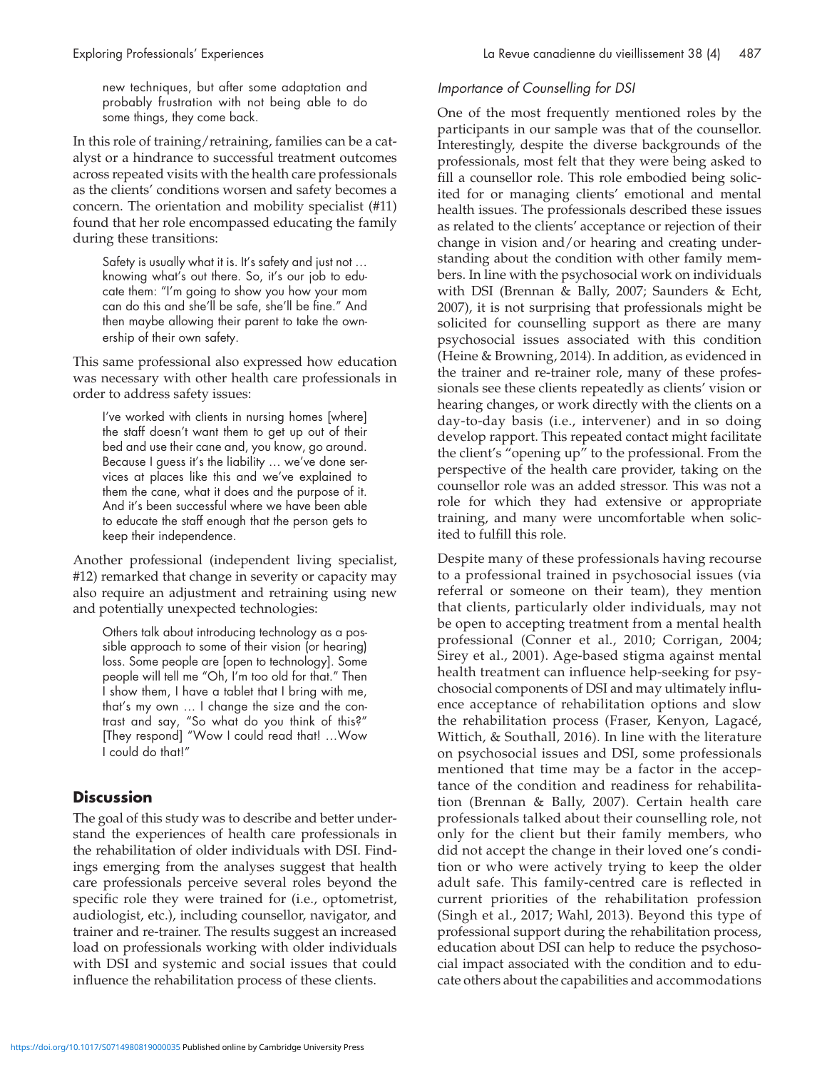new techniques, but after some adaptation and probably frustration with not being able to do some things, they come back.

In this role of training/retraining, families can be a catalyst or a hindrance to successful treatment outcomes across repeated visits with the health care professionals as the clients' conditions worsen and safety becomes a concern. The orientation and mobility specialist (#11) found that her role encompassed educating the family during these transitions:

> Safety is usually what it is. It's safety and just not … knowing what's out there. So, it's our job to educate them: "I'm going to show you how your mom can do this and she'll be safe, she'll be fine." And then maybe allowing their parent to take the ownership of their own safety.

This same professional also expressed how education was necessary with other health care professionals in order to address safety issues:

> I've worked with clients in nursing homes [where] the staff doesn't want them to get up out of their bed and use their cane and, you know, go around. Because I guess it's the liability … we've done services at places like this and we've explained to them the cane, what it does and the purpose of it. And it's been successful where we have been able to educate the staff enough that the person gets to keep their independence.

Another professional (independent living specialist, #12) remarked that change in severity or capacity may also require an adjustment and retraining using new and potentially unexpected technologies:

> Others talk about introducing technology as a possible approach to some of their vision (or hearing) loss. Some people are [open to technology]. Some people will tell me "Oh, I'm too old for that." Then I show them, I have a tablet that I bring with me, that's my own … I change the size and the contrast and say, "So what do you think of this?" [They respond] "Wow I could read that! …Wow I could do that!"

## Discussion

The goal of this study was to describe and better understand the experiences of health care professionals in the rehabilitation of older individuals with DSI. Findings emerging from the analyses suggest that health care professionals perceive several roles beyond the specific role they were trained for (i.e., optometrist, audiologist, etc.), including counsellor, navigator, and trainer and re-trainer. The results suggest an increased load on professionals working with older individuals with DSI and systemic and social issues that could influence the rehabilitation process of these clients.

### *Importance of Counselling for DSI*

One of the most frequently mentioned roles by the participants in our sample was that of the counsellor. Interestingly, despite the diverse backgrounds of the professionals, most felt that they were being asked to fill a counsellor role. This role embodied being solicited for or managing clients' emotional and mental health issues. The professionals described these issues as related to the clients' acceptance or rejection of their change in vision and/or hearing and creating understanding about the condition with other family members. In line with the psychosocial work on individuals with DSI (Brennan & Bally, 2007; Saunders & Echt, 2007), it is not surprising that professionals might be solicited for counselling support as there are many psychosocial issues associated with this condition (Heine & Browning, 2014). In addition, as evidenced in the trainer and re-trainer role, many of these professionals see these clients repeatedly as clients' vision or hearing changes, or work directly with the clients on a day-to-day basis (i.e., intervener) and in so doing develop rapport. This repeated contact might facilitate the client's "opening up" to the professional. From the perspective of the health care provider, taking on the counsellor role was an added stressor. This was not a role for which they had extensive or appropriate training, and many were uncomfortable when solicited to fulfill this role.

Despite many of these professionals having recourse to a professional trained in psychosocial issues (via referral or someone on their team), they mention that clients, particularly older individuals, may not be open to accepting treatment from a mental health professional (Conner et al., 2010; Corrigan, 2004; Sirey et al., 2001). Age-based stigma against mental health treatment can influence help-seeking for psychosocial components of DSI and may ultimately influence acceptance of rehabilitation options and slow the rehabilitation process (Fraser, Kenyon, Lagacé, Wittich, & Southall, 2016). In line with the literature on psychosocial issues and DSI, some professionals mentioned that time may be a factor in the acceptance of the condition and readiness for rehabilitation (Brennan & Bally, 2007). Certain health care professionals talked about their counselling role, not only for the client but their family members, who did not accept the change in their loved one's condition or who were actively trying to keep the older adult safe. This family-centred care is reflected in current priorities of the rehabilitation profession (Singh et al., 2017; Wahl, 2013). Beyond this type of professional support during the rehabilitation process, education about DSI can help to reduce the psychosocial impact associated with the condition and to educate others about the capabilities and accommodations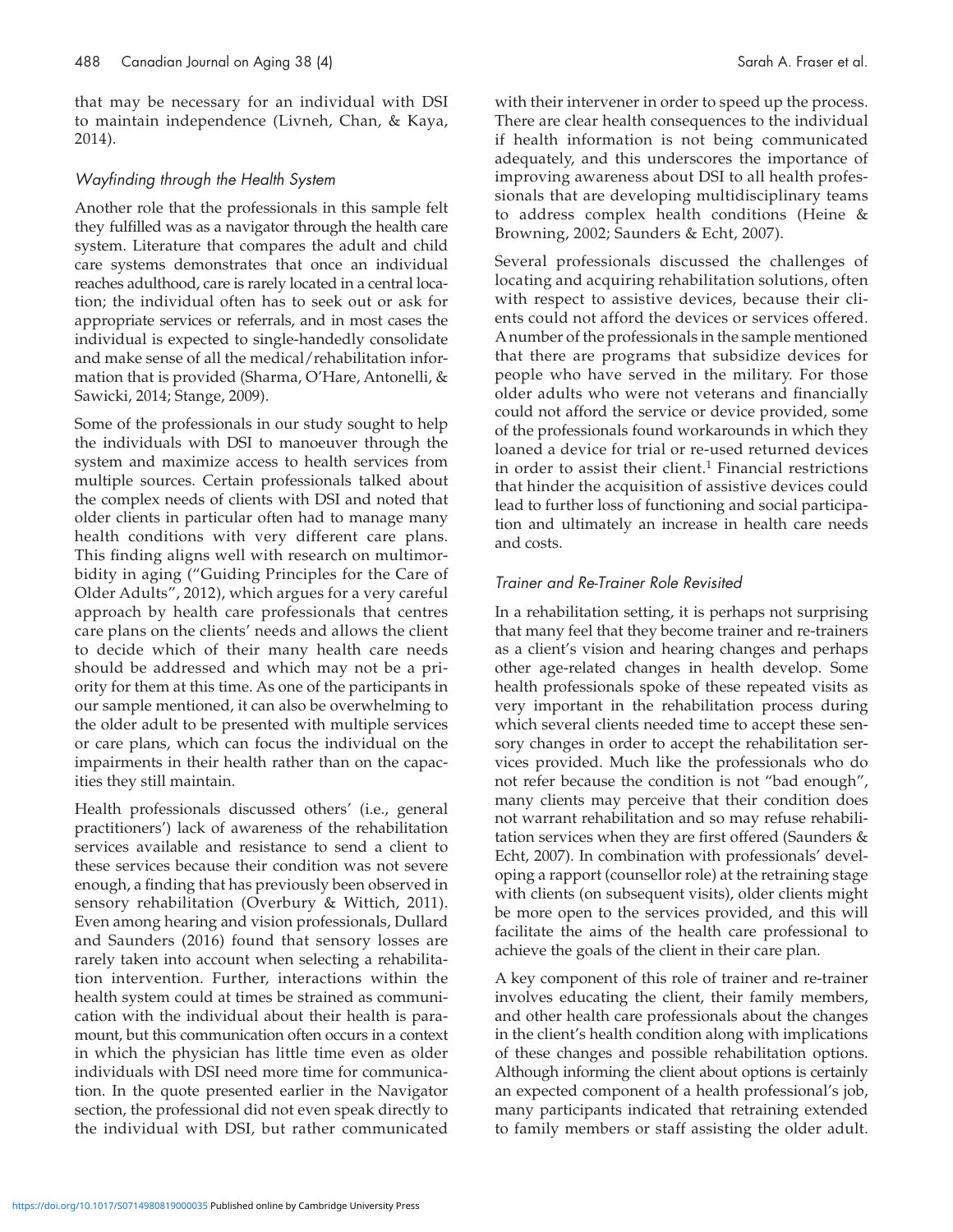that may be necessary for an individual with DSI to maintain independence (Livneh, Chan, & Kaya, 2014).

### *Wayfinding through the Health System*

Another role that the professionals in this sample felt they fulfilled was as a navigator through the health care system. Literature that compares the adult and child care systems demonstrates that once an individual reaches adulthood, care is rarely located in a central location; the individual often has to seek out or ask for appropriate services or referrals, and in most cases the individual is expected to single-handedly consolidate and make sense of all the medical/rehabilitation information that is provided (Sharma, O'Hare, Antonelli, & Sawicki, 2014; Stange, 2009).

Some of the professionals in our study sought to help the individuals with DSI to manoeuver through the system and maximize access to health services from multiple sources. Certain professionals talked about the complex needs of clients with DSI and noted that older clients in particular often had to manage many health conditions with very different care plans. This finding aligns well with research on multimorbidity in aging ("Guiding Principles for the Care of Older Adults", 2012), which argues for a very careful approach by health care professionals that centres care plans on the clients' needs and allows the client to decide which of their many health care needs should be addressed and which may not be a priority for them at this time. As one of the participants in our sample mentioned, it can also be overwhelming to the older adult to be presented with multiple services or care plans, which can focus the individual on the impairments in their health rather than on the capacities they still maintain.

Health professionals discussed others' (i.e., general practitioners') lack of awareness of the rehabilitation services available and resistance to send a client to these services because their condition was not severe enough, a finding that has previously been observed in sensory rehabilitation (Overbury & Wittich, 2011). Even among hearing and vision professionals, Dullard and Saunders (2016) found that sensory losses are rarely taken into account when selecting a rehabilitation intervention. Further, interactions within the health system could at times be strained as communication with the individual about their health is paramount, but this communication often occurs in a context in which the physician has little time even as older individuals with DSI need more time for communication. In the quote presented earlier in the Navigator section, the professional did not even speak directly to the individual with DSI, but rather communicated with their intervener in order to speed up the process. There are clear health consequences to the individual if health information is not being communicated adequately, and this underscores the importance of improving awareness about DSI to all health professionals that are developing multidisciplinary teams to address complex health conditions (Heine & Browning, 2002; Saunders & Echt, 2007).

Several professionals discussed the challenges of locating and acquiring rehabilitation solutions, often with respect to assistive devices, because their clients could not afford the devices or services offered. A number of the professionals in the sample mentioned that there are programs that subsidize devices for people who have served in the military. For those older adults who were not veterans and financially could not afford the service or device provided, some of the professionals found workarounds in which they loaned a device for trial or re-used returned devices in order to assist their client.[1] Financial restrictions that hinder the acquisition of assistive devices could lead to further loss of functioning and social participation and ultimately an increase in health care needs and costs.

### *Trainer and Re-Trainer Role Revisited*

In a rehabilitation setting, it is perhaps not surprising that many feel that they become trainer and re-trainers as a client's vision and hearing changes and perhaps other age-related changes in health develop. Some health professionals spoke of these repeated visits as very important in the rehabilitation process during which several clients needed time to accept these sensory changes in order to accept the rehabilitation services provided. Much like the professionals who do not refer because the condition is not "bad enough", many clients may perceive that their condition does not warrant rehabilitation and so may refuse rehabilitation services when they are first offered (Saunders & Echt, 2007). In combination with professionals' developing a rapport (counsellor role) at the retraining stage with clients (on subsequent visits), older clients might be more open to the services provided, and this will facilitate the aims of the health care professional to achieve the goals of the client in their care plan.

A key component of this role of trainer and re-trainer involves educating the client, their family members, and other health care professionals about the changes in the client's health condition along with implications of these changes and possible rehabilitation options. Although informing the client about options is certainly an expected component of a health professional's job, many participants indicated that retraining extended to family members or staff assisting the older adult.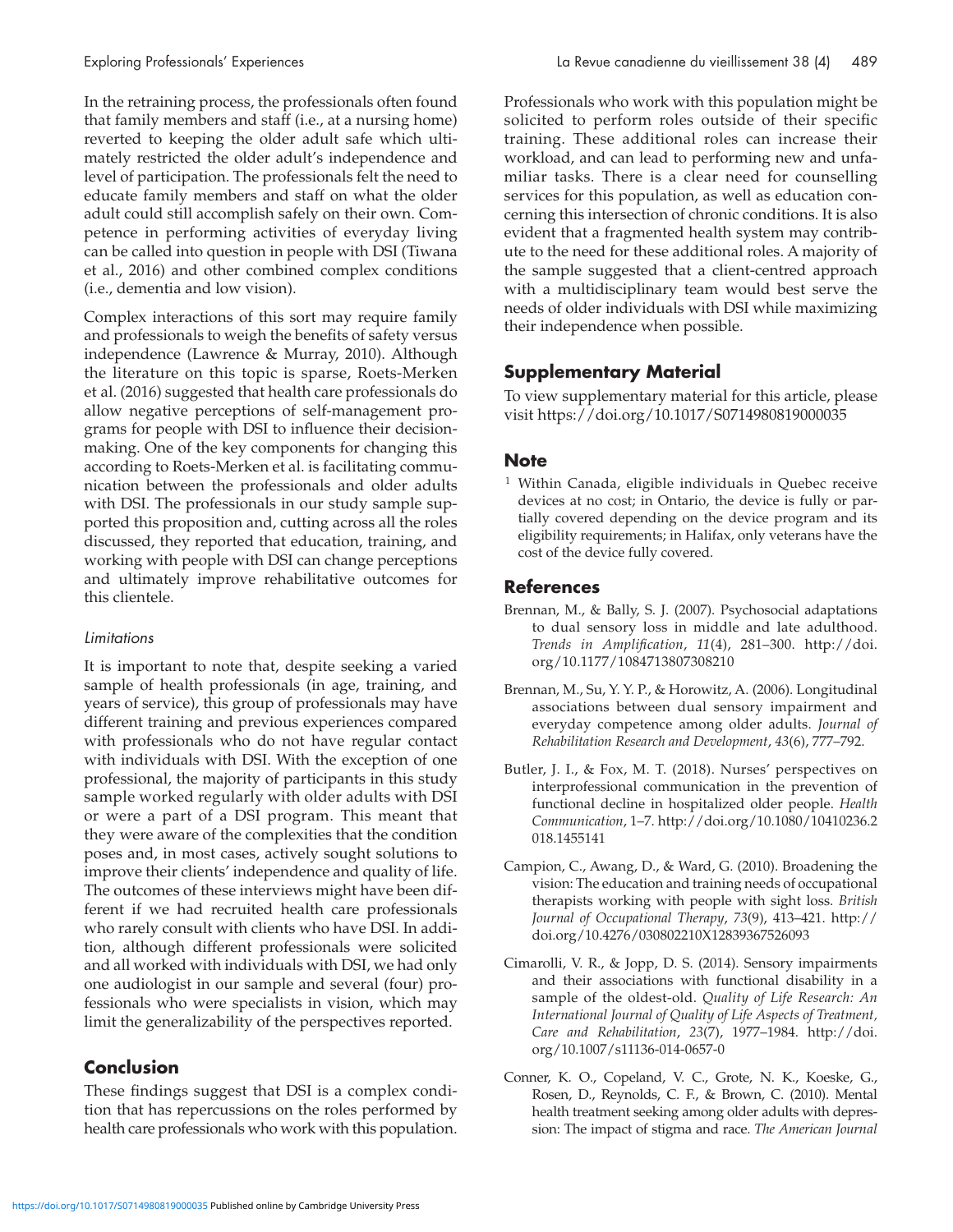In the retraining process, the professionals often found that family members and staff (i.e., at a nursing home) reverted to keeping the older adult safe which ultimately restricted the older adult's independence and level of participation. The professionals felt the need to educate family members and staff on what the older adult could still accomplish safely on their own. Competence in performing activities of everyday living can be called into question in people with DSI (Tiwana et al., 2016) and other combined complex conditions (i.e., dementia and low vision).

Complex interactions of this sort may require family and professionals to weigh the benefits of safety versus independence (Lawrence & Murray, 2010). Although the literature on this topic is sparse, Roets-Merken et al. (2016) suggested that health care professionals do allow negative perceptions of self-management programs for people with DSI to influence their decision-making. One of the key components for changing this according to Roets-Merken et al. is facilitating communication between the professionals and older adults with DSI. The professionals in our study sample supported this proposition and, cutting across all the roles discussed, they reported that education, training, and working with people with DSI can change perceptions and ultimately improve rehabilitative outcomes for this clientele.

### *Limitations*

It is important to note that, despite seeking a varied sample of health professionals (in age, training, and years of service), this group of professionals may have different training and previous experiences compared with professionals who do not have regular contact with individuals with DSI. With the exception of one professional, the majority of participants in this study sample worked regularly with older adults with DSI or were a part of a DSI program. This meant that they were aware of the complexities that the condition poses and, in most cases, actively sought solutions to improve their clients' independence and quality of life. The outcomes of these interviews might have been different if we had recruited health care professionals who rarely consult with clients who have DSI. In addition, although different professionals were solicited and all worked with individuals with DSI, we had only one audiologist in our sample and several (four) professionals who were specialists in vision, which may limit the generalizability of the perspectives reported.

## Conclusion

These findings suggest that DSI is a complex condition that has repercussions on the roles performed by health care professionals who work with this population. Professionals who work with this population might be solicited to perform roles outside of their specific training. These additional roles can increase their workload, and can lead to performing new and unfamiliar tasks. There is a clear need for counselling services for this population, as well as education concerning this intersection of chronic conditions. It is also evident that a fragmented health system may contribute to the need for these additional roles. A majority of the sample suggested that a client-centred approach with a multidisciplinary team would best serve the needs of older individuals with DSI while maximizing their independence when possible.

## Supplementary Material

To view supplementary material for this article, please visit https://doi.org/10.1017/S0714980819000035

## Note

[1] Within Canada, eligible individuals in Quebec receive devices at no cost; in Ontario, the device is fully or partially covered depending on the device program and its eligibility requirements; in Halifax, only veterans have the cost of the device fully covered.

## References

Brennan, M., & Bally, S. J. (2007). Psychosocial adaptations to dual sensory loss in middle and late adulthood. *Trends in Amplification*, *11*(4), 281–300. http://doi.org/10.1177/1084713807308210

Brennan, M., Su, Y. Y. P., & Horowitz, A. (2006). Longitudinal associations between dual sensory impairment and everyday competence among older adults. *Journal of Rehabilitation Research and Development*, *43*(6), 777–792.

Butler, J. I., & Fox, M. T. (2018). Nurses' perspectives on interprofessional communication in the prevention of functional decline in hospitalized older people. *Health Communication*, 1–7. http://doi.org/10.1080/10410236.2018.1455141

Campion, C., Awang, D., & Ward, G. (2010). Broadening the vision: The education and training needs of occupational therapists working with people with sight loss. *British Journal of Occupational Therapy*, *73*(9), 413–421. http://doi.org/10.4276/030802210X12839367526093

Cimarolli, V. R., & Jopp, D. S. (2014). Sensory impairments and their associations with functional disability in a sample of the oldest-old. *Quality of Life Research: An International Journal of Quality of Life Aspects of Treatment, Care and Rehabilitation*, *23*(7), 1977–1984. http://doi.org/10.1007/s11136-014-0657-0

Conner, K. O., Copeland, V. C., Grote, N. K., Koeske, G., Rosen, D., Reynolds, C. F., & Brown, C. (2010). Mental health treatment seeking among older adults with depression: The impact of stigma and race. *The American Journal*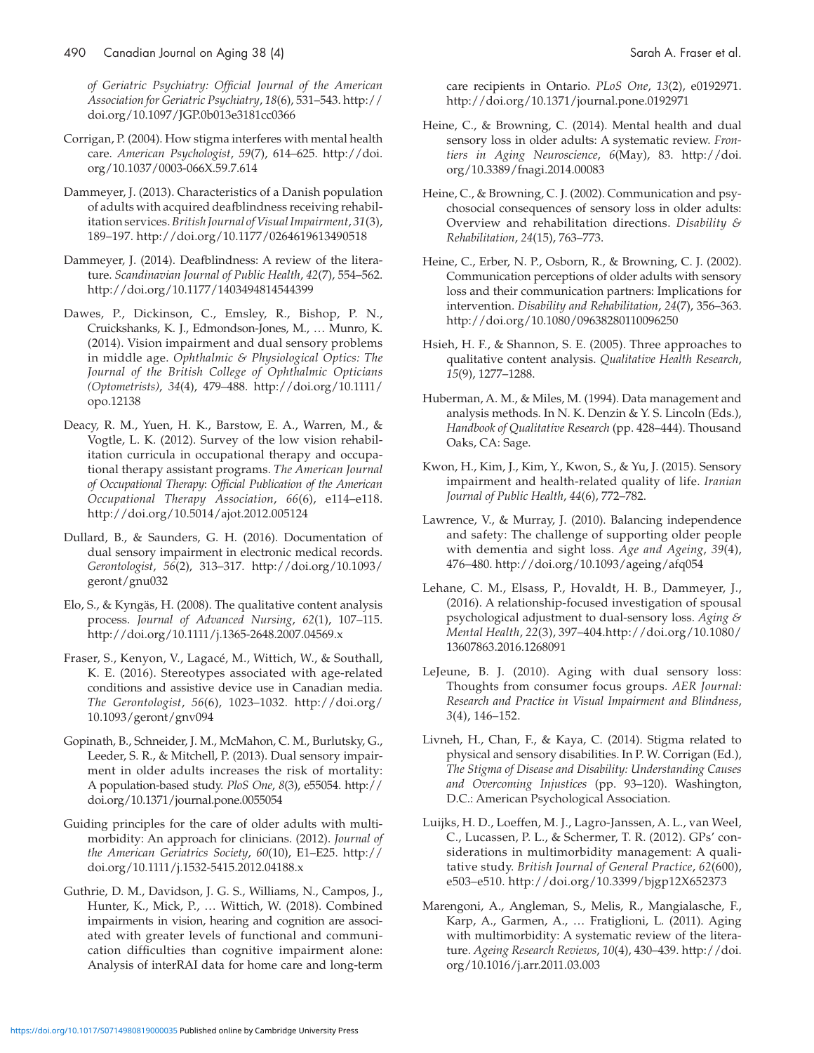*of Geriatric Psychiatry: Official Journal of the American Association for Geriatric Psychiatry*, *18*(6), 531–543. http://doi.org/10.1097/JGP.0b013e3181cc0366

Corrigan, P. (2004). How stigma interferes with mental health care. *American Psychologist*, *59*(7), 614–625. http://doi.org/10.1037/0003-066X.59.7.614

Dammeyer, J. (2013). Characteristics of a Danish population of adults with acquired deafblindness receiving rehabilitation services. *British Journal of Visual Impairment*, *31*(3), 189–197. http://doi.org/10.1177/0264619613490518

Dammeyer, J. (2014). Deafblindness: A review of the literature. *Scandinavian Journal of Public Health*, *42*(7), 554–562. http://doi.org/10.1177/1403494814544399

Dawes, P., Dickinson, C., Emsley, R., Bishop, P. N., Cruickshanks, K. J., Edmondson-Jones, M., … Munro, K. (2014). Vision impairment and dual sensory problems in middle age. *Ophthalmic & Physiological Optics: The Journal of the British College of Ophthalmic Opticians (Optometrists)*, *34*(4), 479–488. http://doi.org/10.1111/opo.12138

Deacy, R. M., Yuen, H. K., Barstow, E. A., Warren, M., & Vogtle, L. K. (2012). Survey of the low vision rehabilitation curricula in occupational therapy and occupational therapy assistant programs. *The American Journal of Occupational Therapy: Official Publication of the American Occupational Therapy Association*, *66*(6), e114–e118. http://doi.org/10.5014/ajot.2012.005124

Dullard, B., & Saunders, G. H. (2016). Documentation of dual sensory impairment in electronic medical records. *Gerontologist*, *56*(2), 313–317. http://doi.org/10.1093/geront/gnu032

Elo, S., & Kyngäs, H. (2008). The qualitative content analysis process. *Journal of Advanced Nursing*, *62*(1), 107–115. http://doi.org/10.1111/j.1365-2648.2007.04569.x

Fraser, S., Kenyon, V., Lagacé, M., Wittich, W., & Southall, K. E. (2016). Stereotypes associated with age-related conditions and assistive device use in Canadian media. *The Gerontologist*, *56*(6), 1023–1032. http://doi.org/10.1093/geront/gnv094

Gopinath, B., Schneider, J. M., McMahon, C. M., Burlutsky, G., Leeder, S. R., & Mitchell, P. (2013). Dual sensory impairment in older adults increases the risk of mortality: A population-based study. *PloS One*, *8*(3), e55054. http://doi.org/10.1371/journal.pone.0055054

Guiding principles for the care of older adults with multimorbidity: An approach for clinicians. (2012). *Journal of the American Geriatrics Society*, *60*(10), E1–E25. http://doi.org/10.1111/j.1532-5415.2012.04188.x

Guthrie, D. M., Davidson, J. G. S., Williams, N., Campos, J., Hunter, K., Mick, P., … Wittich, W. (2018). Combined impairments in vision, hearing and cognition are associated with greater levels of functional and communication difficulties than cognitive impairment alone: Analysis of interRAI data for home care and long-term care recipients in Ontario. *PLoS One*, *13*(2), e0192971. http://doi.org/10.1371/journal.pone.0192971

Heine, C., & Browning, C. (2014). Mental health and dual sensory loss in older adults: A systematic review. *Frontiers in Aging Neuroscience*, *6*(May), 83. http://doi.org/10.3389/fnagi.2014.00083

Heine, C., & Browning, C. J. (2002). Communication and psychosocial consequences of sensory loss in older adults: Overview and rehabilitation directions. *Disability & Rehabilitation*, *24*(15), 763–773.

Heine, C., Erber, N. P., Osborn, R., & Browning, C. J. (2002). Communication perceptions of older adults with sensory loss and their communication partners: Implications for intervention. *Disability and Rehabilitation*, *24*(7), 356–363. http://doi.org/10.1080/09638280110096250

Hsieh, H. F., & Shannon, S. E. (2005). Three approaches to qualitative content analysis. *Qualitative Health Research*, *15*(9), 1277–1288.

Huberman, A. M., & Miles, M. (1994). Data management and analysis methods. In N. K. Denzin & Y. S. Lincoln (Eds.), *Handbook of Qualitative Research* (pp. 428–444). Thousand Oaks, CA: Sage.

Kwon, H., Kim, J., Kim, Y., Kwon, S., & Yu, J. (2015). Sensory impairment and health-related quality of life. *Iranian Journal of Public Health*, *44*(6), 772–782.

Lawrence, V., & Murray, J. (2010). Balancing independence and safety: The challenge of supporting older people with dementia and sight loss. *Age and Ageing*, *39*(4), 476–480. http://doi.org/10.1093/ageing/afq054

Lehane, C. M., Elsass, P., Hovaldt, H. B., Dammeyer, J., (2016). A relationship-focused investigation of spousal psychological adjustment to dual-sensory loss. *Aging & Mental Health*, *22*(3), 397–404.http://doi.org/10.1080/13607863.2016.1268091

LeJeune, B. J. (2010). Aging with dual sensory loss: Thoughts from consumer focus groups. *AER Journal: Research and Practice in Visual Impairment and Blindness*, *3*(4), 146–152.

Livneh, H., Chan, F., & Kaya, C. (2014). Stigma related to physical and sensory disabilities. In P. W. Corrigan (Ed.), *The Stigma of Disease and Disability: Understanding Causes and Overcoming Injustices* (pp. 93–120). Washington, D.C.: American Psychological Association.

Luijks, H. D., Loeffen, M. J., Lagro-Janssen, A. L., van Weel, C., Lucassen, P. L., & Schermer, T. R. (2012). GPs' considerations in multimorbidity management: A qualitative study. *British Journal of General Practice*, *62*(600), e503–e510. http://doi.org/10.3399/bjgp12X652373

Marengoni, A., Angleman, S., Melis, R., Mangialasche, F., Karp, A., Garmen, A., … Fratiglioni, L. (2011). Aging with multimorbidity: A systematic review of the literature. *Ageing Research Reviews*, *10*(4), 430–439. http://doi.org/10.1016/j.arr.2011.03.003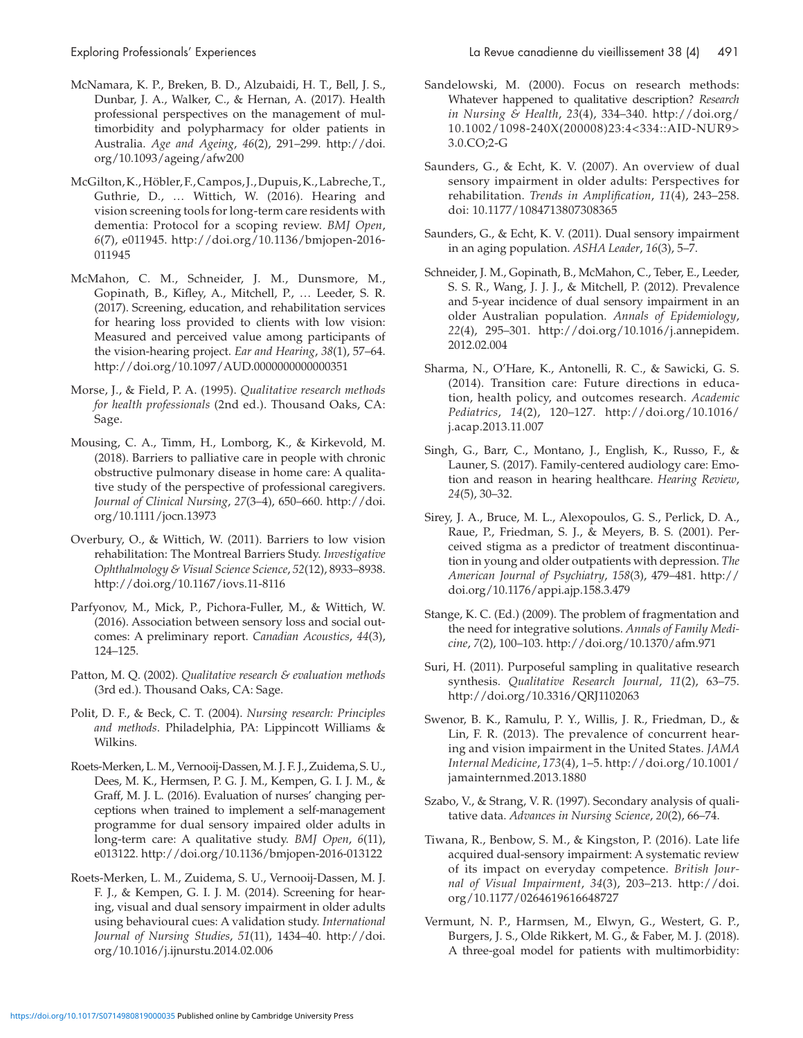McNamara, K. P., Breken, B. D., Alzubaidi, H. T., Bell, J. S., Dunbar, J. A., Walker, C., & Hernan, A. (2017). Health professional perspectives on the management of multimorbidity and polypharmacy for older patients in Australia. *Age and Ageing*, *46*(2), 291–299. http://doi.org/10.1093/ageing/afw200

McGilton, K., Höbler, F., Campos, J., Dupuis, K., Labreche, T., Guthrie, D., … Wittich, W. (2016). Hearing and vision screening tools for long-term care residents with dementia: Protocol for a scoping review. *BMJ Open*, *6*(7), e011945. http://doi.org/10.1136/bmjopen-2016-011945

McMahon, C. M., Schneider, J. M., Dunsmore, M., Gopinath, B., Kifley, A., Mitchell, P., … Leeder, S. R. (2017). Screening, education, and rehabilitation services for hearing loss provided to clients with low vision: Measured and perceived value among participants of the vision-hearing project. *Ear and Hearing*, *38*(1), 57–64. http://doi.org/10.1097/AUD.0000000000000351

Morse, J., & Field, P. A. (1995). *Qualitative research methods for health professionals* (2nd ed.). Thousand Oaks, CA: Sage.

Mousing, C. A., Timm, H., Lomborg, K., & Kirkevold, M. (2018). Barriers to palliative care in people with chronic obstructive pulmonary disease in home care: A qualitative study of the perspective of professional caregivers. *Journal of Clinical Nursing*, *27*(3–4), 650–660. http://doi.org/10.1111/jocn.13973

Overbury, O., & Wittich, W. (2011). Barriers to low vision rehabilitation: The Montreal Barriers Study. *Investigative Ophthalmology & Visual Science Science*, *52*(12), 8933–8938. http://doi.org/10.1167/iovs.11-8116

Parfyonov, M., Mick, P., Pichora-Fuller, M., & Wittich, W. (2016). Association between sensory loss and social outcomes: A preliminary report. *Canadian Acoustics*, *44*(3), 124–125.

Patton, M. Q. (2002). *Qualitative research & evaluation methods* (3rd ed.). Thousand Oaks, CA: Sage.

Polit, D. F., & Beck, C. T. (2004). *Nursing research: Principles and methods*. Philadelphia, PA: Lippincott Williams & Wilkins.

Roets-Merken, L. M., Vernooij-Dassen, M. J. F. J., Zuidema, S. U., Dees, M. K., Hermsen, P. G. J. M., Kempen, G. I. J. M., & Graff, M. J. L. (2016). Evaluation of nurses' changing perceptions when trained to implement a self-management programme for dual sensory impaired older adults in long-term care: A qualitative study. *BMJ Open*, *6*(11), e013122. http://doi.org/10.1136/bmjopen-2016-013122

Roets-Merken, L. M., Zuidema, S. U., Vernooij-Dassen, M. J. F. J., & Kempen, G. I. J. M. (2014). Screening for hearing, visual and dual sensory impairment in older adults using behavioural cues: A validation study. *International Journal of Nursing Studies*, *51*(11), 1434–40. http://doi.org/10.1016/j.ijnurstu.2014.02.006

Sandelowski, M. (2000). Focus on research methods: Whatever happened to qualitative description? *Research in Nursing & Health*, *23*(4), 334–340. http://doi.org/10.1002/1098-240X(200008)23:4<334::AID-NUR9>3.0.CO;2-G

Saunders, G., & Echt, K. V. (2007). An overview of dual sensory impairment in older adults: Perspectives for rehabilitation. *Trends in Amplification*, *11*(4), 243–258. doi: 10.1177/1084713807308365

Saunders, G., & Echt, K. V. (2011). Dual sensory impairment in an aging population. *ASHA Leader*, *16*(3), 5–7.

Schneider, J. M., Gopinath, B., McMahon, C., Teber, E., Leeder, S. S. R., Wang, J. J. J., & Mitchell, P. (2012). Prevalence and 5-year incidence of dual sensory impairment in an older Australian population. *Annals of Epidemiology*, *22*(4), 295–301. http://doi.org/10.1016/j.annepidem.2012.02.004

Sharma, N., O'Hare, K., Antonelli, R. C., & Sawicki, G. S. (2014). Transition care: Future directions in education, health policy, and outcomes research. *Academic Pediatrics*, *14*(2), 120–127. http://doi.org/10.1016/j.acap.2013.11.007

Singh, G., Barr, C., Montano, J., English, K., Russo, F., & Launer, S. (2017). Family-centered audiology care: Emotion and reason in hearing healthcare. *Hearing Review*, *24*(5), 30–32.

Sirey, J. A., Bruce, M. L., Alexopoulos, G. S., Perlick, D. A., Raue, P., Friedman, S. J., & Meyers, B. S. (2001). Perceived stigma as a predictor of treatment discontinuation in young and older outpatients with depression. *The American Journal of Psychiatry*, *158*(3), 479–481. http://doi.org/10.1176/appi.ajp.158.3.479

Stange, K. C. (Ed.) (2009). The problem of fragmentation and the need for integrative solutions. *Annals of Family Medicine*, *7*(2), 100–103. http://doi.org/10.1370/afm.971

Suri, H. (2011). Purposeful sampling in qualitative research synthesis. *Qualitative Research Journal*, *11*(2), 63–75. http://doi.org/10.3316/QRJ1102063

Swenor, B. K., Ramulu, P. Y., Willis, J. R., Friedman, D., & Lin, F. R. (2013). The prevalence of concurrent hearing and vision impairment in the United States. *JAMA Internal Medicine*, *173*(4), 1–5. http://doi.org/10.1001/jamainternmed.2013.1880

Szabo, V., & Strang, V. R. (1997). Secondary analysis of qualitative data. *Advances in Nursing Science*, *20*(2), 66–74.

Tiwana, R., Benbow, S. M., & Kingston, P. (2016). Late life acquired dual-sensory impairment: A systematic review of its impact on everyday competence. *British Journal of Visual Impairment*, *34*(3), 203–213. http://doi.org/10.1177/0264619616648727

Vermunt, N. P., Harmsen, M., Elwyn, G., Westert, G. P., Burgers, J. S., Olde Rikkert, M. G., & Faber, M. J. (2018). A three-goal model for patients with multimorbidity: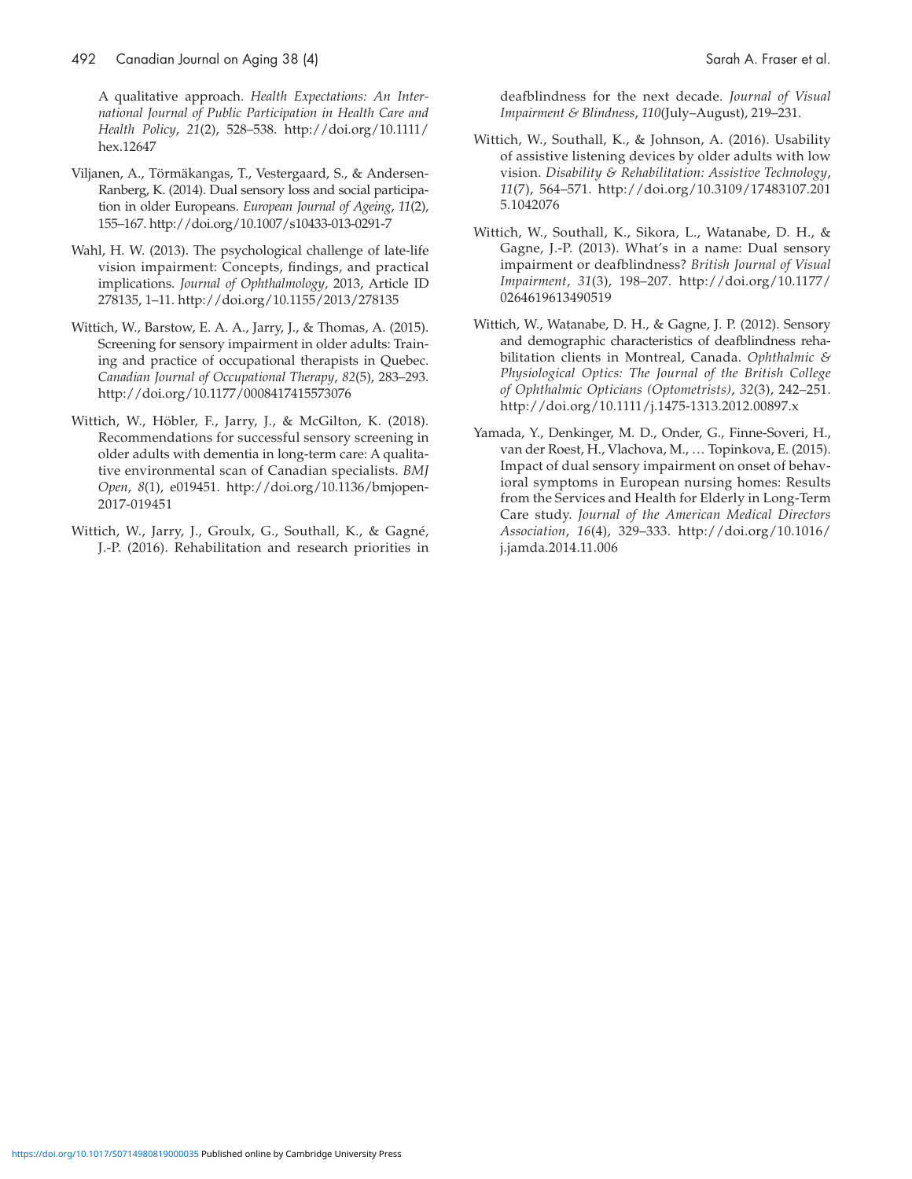A qualitative approach. *Health Expectations: An International Journal of Public Participation in Health Care and Health Policy*, *21*(2), 528–538. http://doi.org/10.1111/hex.12647

Viljanen, A., Törmäkangas, T., Vestergaard, S., & Andersen-Ranberg, K. (2014). Dual sensory loss and social participation in older Europeans. *European Journal of Ageing*, *11*(2), 155–167. http://doi.org/10.1007/s10433-013-0291-7

Wahl, H. W. (2013). The psychological challenge of late-life vision impairment: Concepts, findings, and practical implications. *Journal of Ophthalmology*, 2013, Article ID 278135, 1–11. http://doi.org/10.1155/2013/278135

Wittich, W., Barstow, E. A. A., Jarry, J., & Thomas, A. (2015). Screening for sensory impairment in older adults: Training and practice of occupational therapists in Quebec. *Canadian Journal of Occupational Therapy*, *82*(5), 283–293. http://doi.org/10.1177/0008417415573076

Wittich, W., Höbler, F., Jarry, J., & McGilton, K. (2018). Recommendations for successful sensory screening in older adults with dementia in long-term care: A qualitative environmental scan of Canadian specialists. *BMJ Open*, *8*(1), e019451. http://doi.org/10.1136/bmjopen-2017-019451

Wittich, W., Jarry, J., Groulx, G., Southall, K., & Gagné, J.-P. (2016). Rehabilitation and research priorities in deafblindness for the next decade. *Journal of Visual Impairment & Blindness*, *110*(July–August), 219–231.

Wittich, W., Southall, K., & Johnson, A. (2016). Usability of assistive listening devices by older adults with low vision. *Disability & Rehabilitation: Assistive Technology*, *11*(7), 564–571. http://doi.org/10.3109/17483107.2015.1042076

Wittich, W., Southall, K., Sikora, L., Watanabe, D. H., & Gagne, J.-P. (2013). What's in a name: Dual sensory impairment or deafblindness? *British Journal of Visual Impairment*, *31*(3), 198–207. http://doi.org/10.1177/0264619613490519

Wittich, W., Watanabe, D. H., & Gagne, J. P. (2012). Sensory and demographic characteristics of deafblindness rehabilitation clients in Montreal, Canada. *Ophthalmic & Physiological Optics: The Journal of the British College of Ophthalmic Opticians (Optometrists)*, *32*(3), 242–251. http://doi.org/10.1111/j.1475-1313.2012.00897.x

Yamada, Y., Denkinger, M. D., Onder, G., Finne-Soveri, H., van der Roest, H., Vlachova, M., … Topinkova, E. (2015). Impact of dual sensory impairment on onset of behavioral symptoms in European nursing homes: Results from the Services and Health for Elderly in Long-Term Care study. *Journal of the American Medical Directors Association*, *16*(4), 329–333. http://doi.org/10.1016/j.jamda.2014.11.006